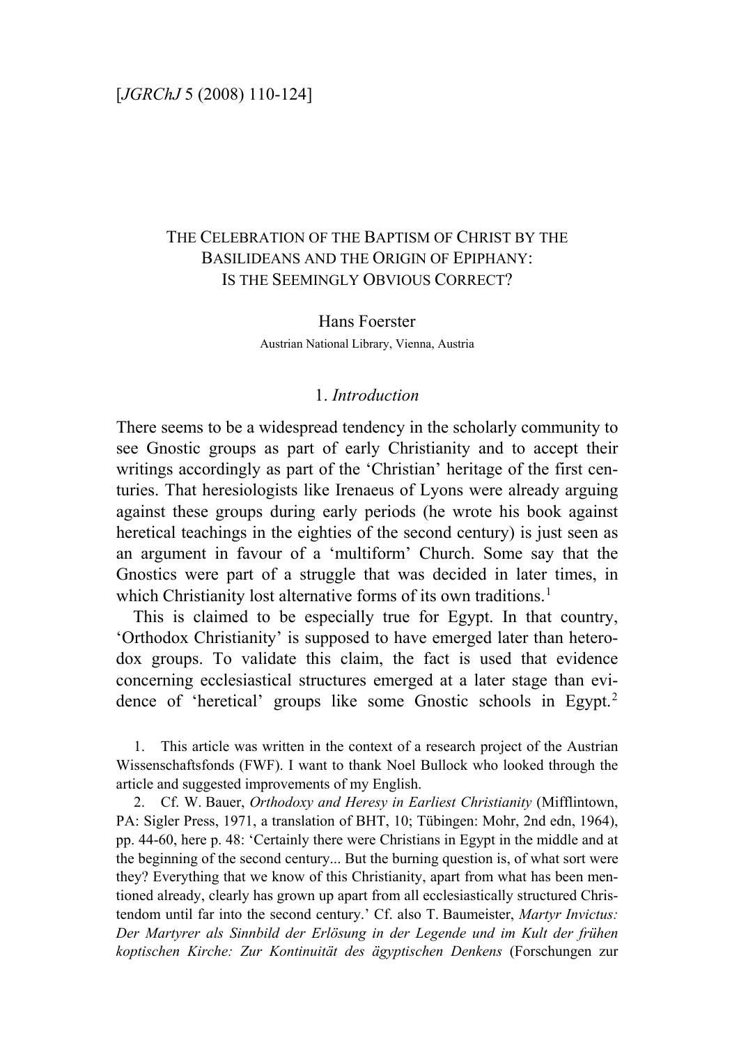# The Celebration of the Baptism of Christ by the Basilideans and the Origin of Epiphany: Is the Seemingly Obvious Correct?

Hans Foerster

Austrian National Library, Vienna, Austria

## 1. *Introduction*

There seems to be a widespread tendency in the scholarly community to see Gnostic groups as part of early Christianity and to accept their writings accordingly as part of the 'Christian' heritage of the first centuries. That heresiologists like Irenaeus of Lyons were already arguing against these groups during early periods (he wrote his book against heretical teachings in the eighties of the second century) is just seen as an argument in favour of a 'multiform' Church. Some say that the Gnostics were part of a struggle that was decided in later times, in which Christianity lost alternative forms of its own traditions.[1]

This is claimed to be especially true for Egypt. In that country, 'Orthodox Christianity' is supposed to have emerged later than heterodox groups. To validate this claim, the fact is used that evidence concerning ecclesiastical structures emerged at a later stage than evidence of 'heretical' groups like some Gnostic schools in Egypt.[2]

1. This article was written in the context of a research project of the Austrian Wissenschaftsfonds (FWF). I want to thank Noel Bullock who looked through the article and suggested improvements of my English.

2. Cf. W. Bauer, *Orthodoxy and Heresy in Earliest Christianity* (Mifflintown, PA: Sigler Press, 1971, a translation of BHT, 10; Tübingen: Mohr, 2nd edn, 1964), pp. 44-60, here p. 48: 'Certainly there were Christians in Egypt in the middle and at the beginning of the second century... But the burning question is, of what sort were they? Everything that we know of this Christianity, apart from what has been mentioned already, clearly has grown up apart from all ecclesiastically structured Christendom until far into the second century.' Cf. also T. Baumeister, *Martyr Invictus: Der Martyrer als Sinnbild der Erlösung in der Legende und im Kult der frühen koptischen Kirche: Zur Kontinuität des ägyptischen Denkens* (Forschungen zur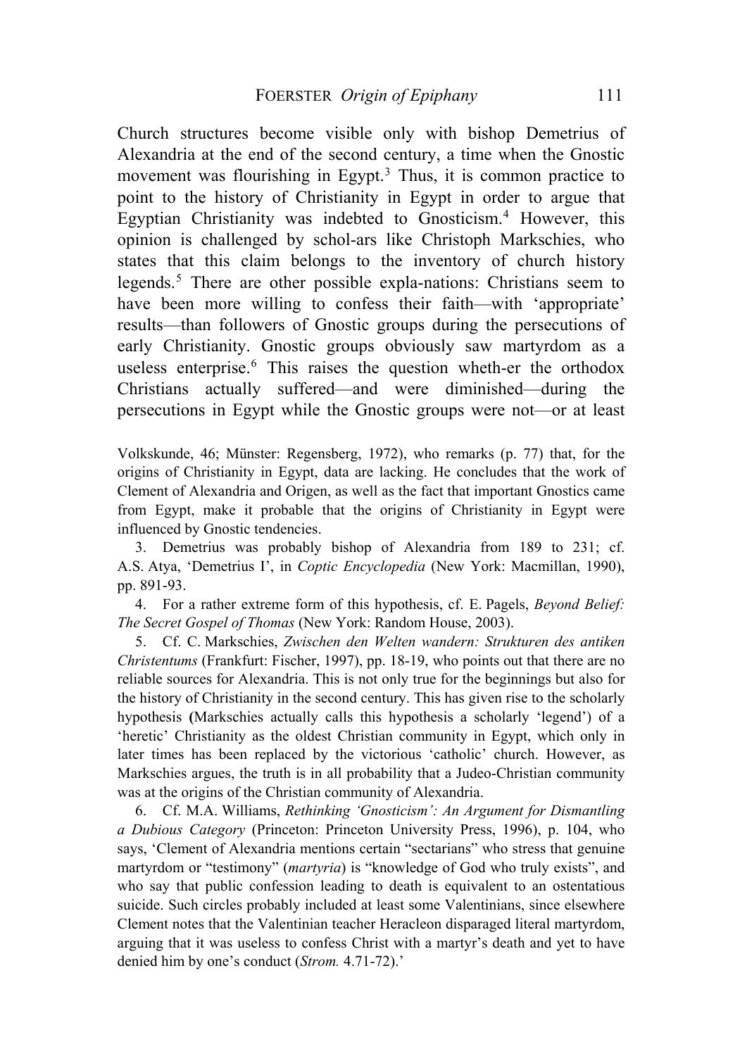Church structures become visible only with bishop Demetrius of Alexandria at the end of the second century, a time when the Gnostic movement was flourishing in Egypt.[3] Thus, it is common practice to point to the history of Christianity in Egypt in order to argue that Egyptian Christianity was indebted to Gnosticism.[4] However, this opinion is challenged by schol-ars like Christoph Markschies, who states that this claim belongs to the inventory of church history legends.[5] There are other possible expla-nations: Christians seem to have been more willing to confess their faith—with 'appropriate' results—than followers of Gnostic groups during the persecutions of early Christianity. Gnostic groups obviously saw martyrdom as a useless enterprise.[6] This raises the question wheth-er the orthodox Christians actually suffered—and were diminished—during the persecutions in Egypt while the Gnostic groups were not—or at least

Volkskunde, 46; Münster: Regensberg, 1972), who remarks (p. 77) that, for the origins of Christianity in Egypt, data are lacking. He concludes that the work of Clement of Alexandria and Origen, as well as the fact that important Gnostics came from Egypt, make it probable that the origins of Christianity in Egypt were influenced by Gnostic tendencies.

3. Demetrius was probably bishop of Alexandria from 189 to 231; cf. A.S. Atya, 'Demetrius I', in *Coptic Encyclopedia* (New York: Macmillan, 1990), pp. 891-93.

4. For a rather extreme form of this hypothesis, cf. E. Pagels, *Beyond Belief: The Secret Gospel of Thomas* (New York: Random House, 2003).

5. Cf. C. Markschies, *Zwischen den Welten wandern: Strukturen des antiken Christentums* (Frankfurt: Fischer, 1997), pp. 18-19, who points out that there are no reliable sources for Alexandria. This is not only true for the beginnings but also for the history of Christianity in the second century. This has given rise to the scholarly hypothesis (Markschies actually calls this hypothesis a scholarly 'legend') of a 'heretic' Christianity as the oldest Christian community in Egypt, which only in later times has been replaced by the victorious 'catholic' church. However, as Markschies argues, the truth is in all probability that a Judeo-Christian community was at the origins of the Christian community of Alexandria.

6. Cf. M.A. Williams, *Rethinking 'Gnosticism': An Argument for Dismantling a Dubious Category* (Princeton: Princeton University Press, 1996), p. 104, who says, 'Clement of Alexandria mentions certain "sectarians" who stress that genuine martyrdom or "testimony" (*martyria*) is "knowledge of God who truly exists", and who say that public confession leading to death is equivalent to an ostentatious suicide. Such circles probably included at least some Valentinians, since elsewhere Clement notes that the Valentinian teacher Heracleon disparaged literal martyrdom, arguing that it was useless to confess Christ with a martyr's death and yet to have denied him by one's conduct (*Strom.* 4.71-72).'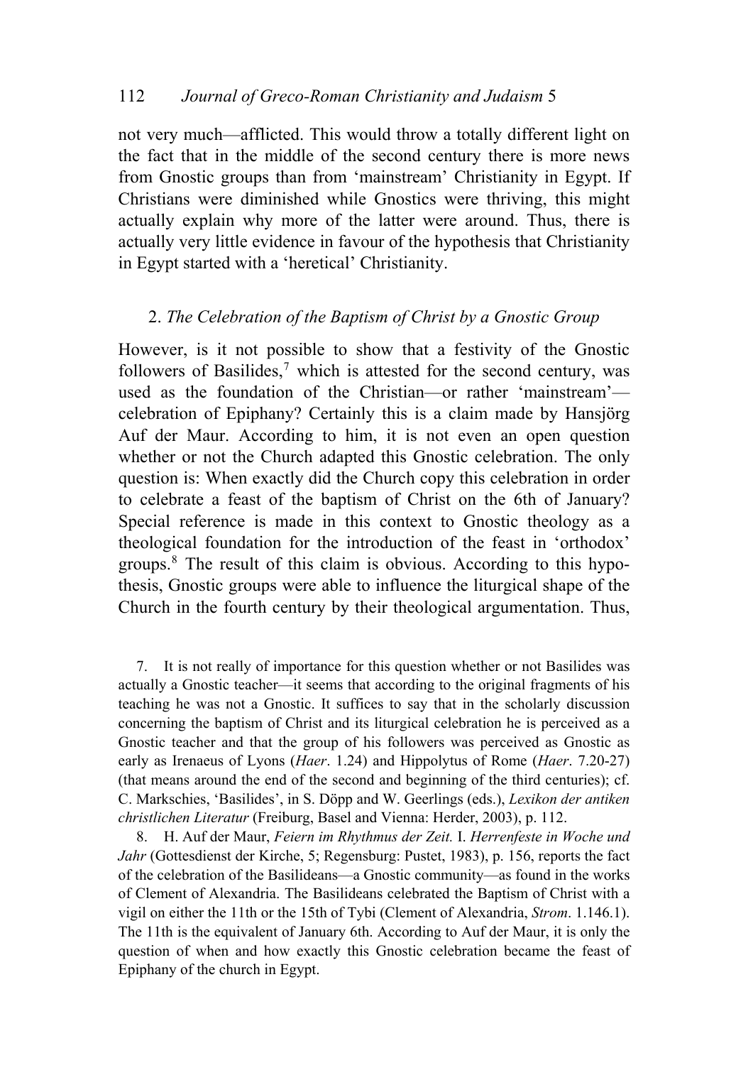not very much—afflicted. This would throw a totally different light on the fact that in the middle of the second century there is more news from Gnostic groups than from 'mainstream' Christianity in Egypt. If Christians were diminished while Gnostics were thriving, this might actually explain why more of the latter were around. Thus, there is actually very little evidence in favour of the hypothesis that Christianity in Egypt started with a 'heretical' Christianity.

## 2. *The Celebration of the Baptism of Christ by a Gnostic Group*

However, is it not possible to show that a festivity of the Gnostic followers of Basilides,[7] which is attested for the second century, was used as the foundation of the Christian—or rather 'mainstream'—celebration of Epiphany? Certainly this is a claim made by Hansjörg Auf der Maur. According to him, it is not even an open question whether or not the Church adapted this Gnostic celebration. The only question is: When exactly did the Church copy this celebration in order to celebrate a feast of the baptism of Christ on the 6th of January? Special reference is made in this context to Gnostic theology as a theological foundation for the introduction of the feast in 'orthodox' groups.[8] The result of this claim is obvious. According to this hypothesis, Gnostic groups were able to influence the liturgical shape of the Church in the fourth century by their theological argumentation. Thus,

7. It is not really of importance for this question whether or not Basilides was actually a Gnostic teacher—it seems that according to the original fragments of his teaching he was not a Gnostic. It suffices to say that in the scholarly discussion concerning the baptism of Christ and its liturgical celebration he is perceived as a Gnostic teacher and that the group of his followers was perceived as Gnostic as early as Irenaeus of Lyons (*Haer*. 1.24) and Hippolytus of Rome (*Haer*. 7.20-27) (that means around the end of the second and beginning of the third centuries); cf. C. Markschies, 'Basilides', in S. Döpp and W. Geerlings (eds.), *Lexikon der antiken christlichen Literatur* (Freiburg, Basel and Vienna: Herder, 2003), p. 112.

8. H. Auf der Maur, *Feiern im Rhythmus der Zeit.* I. *Herrenfeste in Woche und Jahr* (Gottesdienst der Kirche, 5; Regensburg: Pustet, 1983), p. 156, reports the fact of the celebration of the Basilideans—a Gnostic community—as found in the works of Clement of Alexandria. The Basilideans celebrated the Baptism of Christ with a vigil on either the 11th or the 15th of Tybi (Clement of Alexandria, *Strom*. 1.146.1). The 11th is the equivalent of January 6th. According to Auf der Maur, it is only the question of when and how exactly this Gnostic celebration became the feast of Epiphany of the church in Egypt.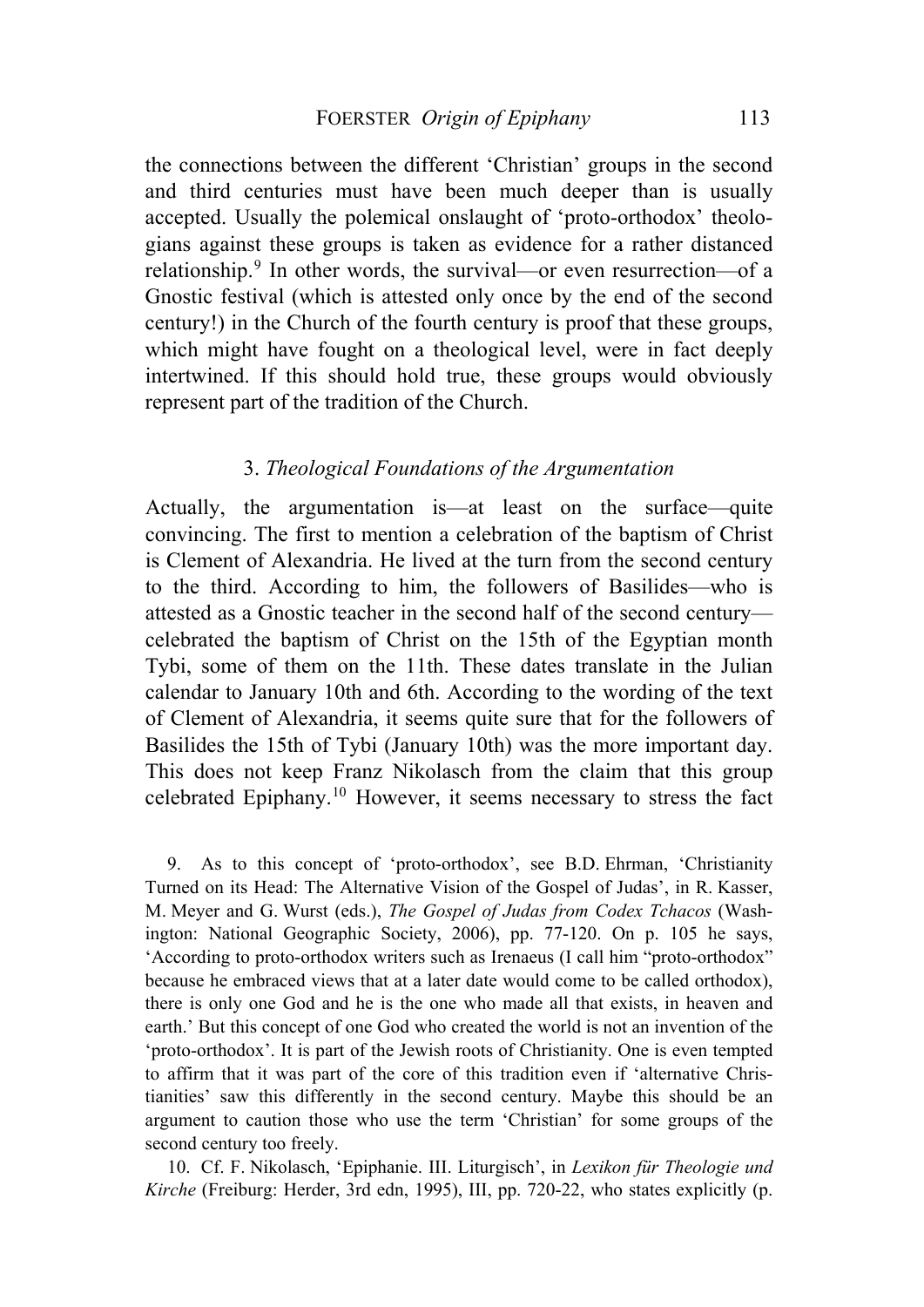the connections between the different 'Christian' groups in the second and third centuries must have been much deeper than is usually accepted. Usually the polemical onslaught of 'proto-orthodox' theologians against these groups is taken as evidence for a rather distanced relationship.[9] In other words, the survival—or even resurrection—of a Gnostic festival (which is attested only once by the end of the second century!) in the Church of the fourth century is proof that these groups, which might have fought on a theological level, were in fact deeply intertwined. If this should hold true, these groups would obviously represent part of the tradition of the Church.

### 3. *Theological Foundations of the Argumentation*

Actually, the argumentation is—at least on the surface—quite convincing. The first to mention a celebration of the baptism of Christ is Clement of Alexandria. He lived at the turn from the second century to the third. According to him, the followers of Basilides—who is attested as a Gnostic teacher in the second half of the second century—celebrated the baptism of Christ on the 15th of the Egyptian month Tybi, some of them on the 11th. These dates translate in the Julian calendar to January 10th and 6th. According to the wording of the text of Clement of Alexandria, it seems quite sure that for the followers of Basilides the 15th of Tybi (January 10th) was the more important day. This does not keep Franz Nikolasch from the claim that this group celebrated Epiphany.[10] However, it seems necessary to stress the fact

9. As to this concept of 'proto-orthodox', see B.D. Ehrman, 'Christianity Turned on its Head: The Alternative Vision of the Gospel of Judas', in R. Kasser, M. Meyer and G. Wurst (eds.), *The Gospel of Judas from Codex Tchacos* (Washington: National Geographic Society, 2006), pp. 77-120. On p. 105 he says, 'According to proto-orthodox writers such as Irenaeus (I call him "proto-orthodox" because he embraced views that at a later date would come to be called orthodox), there is only one God and he is the one who made all that exists, in heaven and earth.' But this concept of one God who created the world is not an invention of the 'proto-orthodox'. It is part of the Jewish roots of Christianity. One is even tempted to affirm that it was part of the core of this tradition even if 'alternative Christianities' saw this differently in the second century. Maybe this should be an argument to caution those who use the term 'Christian' for some groups of the second century too freely.

10. Cf. F. Nikolasch, 'Epiphanie. III. Liturgisch', in *Lexikon für Theologie und Kirche* (Freiburg: Herder, 3rd edn, 1995), III, pp. 720-22, who states explicitly (p.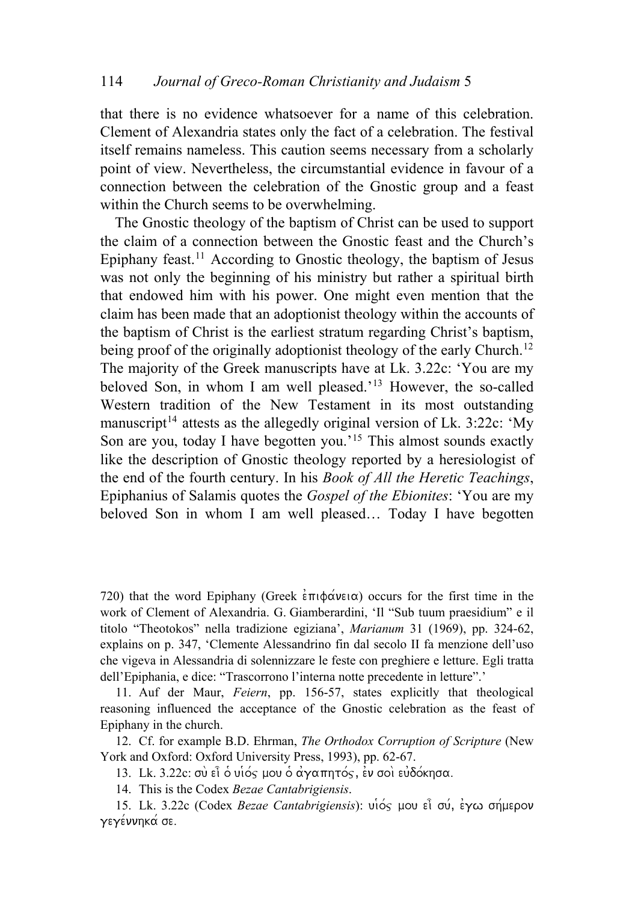that there is no evidence whatsoever for a name of this celebration. Clement of Alexandria states only the fact of a celebration. The festival itself remains nameless. This caution seems necessary from a scholarly point of view. Nevertheless, the circumstantial evidence in favour of a connection between the celebration of the Gnostic group and a feast within the Church seems to be overwhelming.

The Gnostic theology of the baptism of Christ can be used to support the claim of a connection between the Gnostic feast and the Church's Epiphany feast.[11] According to Gnostic theology, the baptism of Jesus was not only the beginning of his ministry but rather a spiritual birth that endowed him with his power. One might even mention that the claim has been made that an adoptionist theology within the accounts of the baptism of Christ is the earliest stratum regarding Christ's baptism, being proof of the originally adoptionist theology of the early Church.[12] The majority of the Greek manuscripts have at Lk. 3.22c: 'You are my beloved Son, in whom I am well pleased.'[13] However, the so-called Western tradition of the New Testament in its most outstanding manuscript[14] attests as the allegedly original version of Lk. 3:22c: 'My Son are you, today I have begotten you.'[15] This almost sounds exactly like the description of Gnostic theology reported by a heresiologist of the end of the fourth century. In his *Book of All the Heretic Teachings*, Epiphanius of Salamis quotes the *Gospel of the Ebionites*: 'You are my beloved Son in whom I am well pleased… Today I have begotten

---

720) that the word Epiphany (Greek ἐπιφάνεια) occurs for the first time in the work of Clement of Alexandria. G. Giamberardini, 'Il "Sub tuum praesidium" e il titolo "Theotokos" nella tradizione egiziana', *Marianum* 31 (1969), pp. 324-62, explains on p. 347, 'Clemente Alessandrino fin dal secolo II fa menzione dell'uso che vigeva in Alessandria di solennizzare le feste con preghiere e letture. Egli tratta dell'Epiphania, e dice: "Trascorrono l'interna notte precedente in letture".'

11. Auf der Maur, *Feiern*, pp. 156-57, states explicitly that theological reasoning influenced the acceptance of the Gnostic celebration as the feast of Epiphany in the church.

12. Cf. for example B.D. Ehrman, *The Orthodox Corruption of Scripture* (New York and Oxford: Oxford University Press, 1993), pp. 62-67.

13. Lk. 3.22c: σὺ εἶ ὁ υἱός μου ὁ ἀγαπητός, ἐν σοὶ εὐδόκησα.

14. This is the Codex *Bezae Cantabrigiensis*.

15. Lk. 3.22c (Codex *Bezae Cantabrigiensis*): υἱός μου εἶ σύ, ἐγω σήμερον γεγέννηκά σε.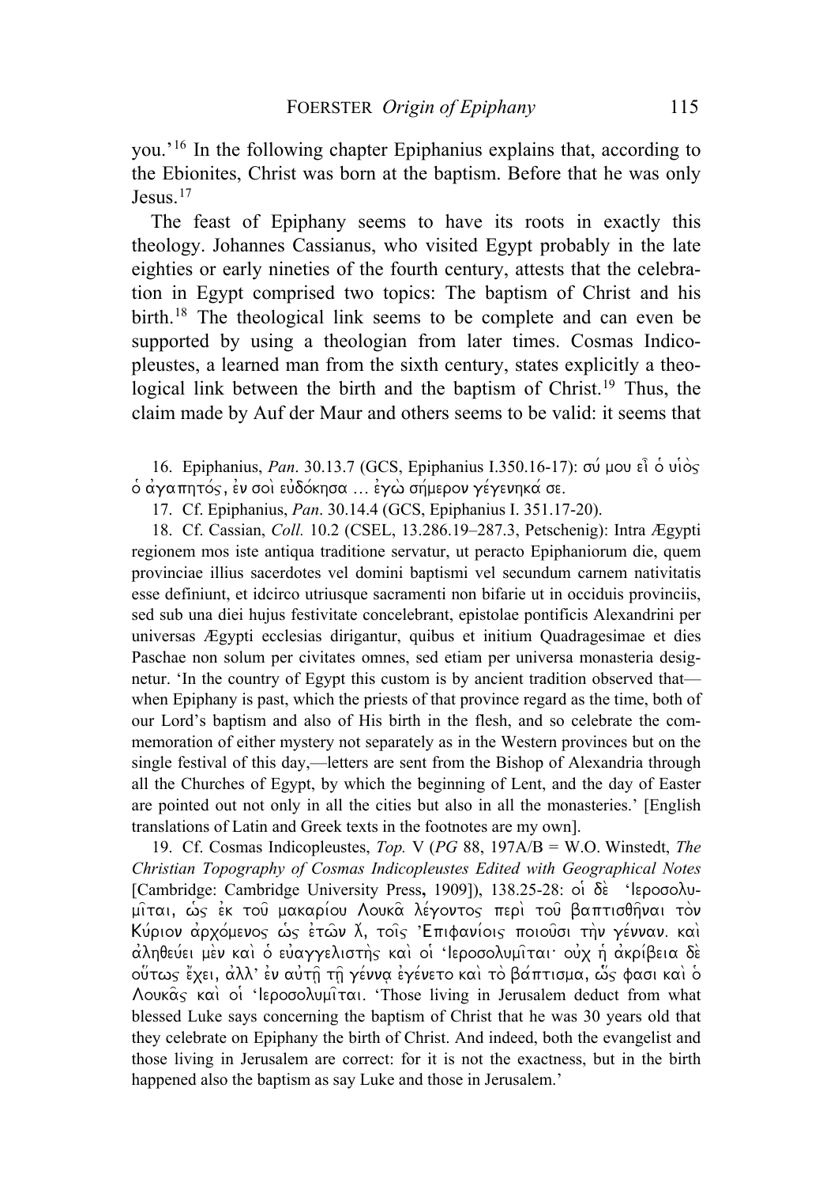you.'[16] In the following chapter Epiphanius explains that, according to the Ebionites, Christ was born at the baptism. Before that he was only Jesus.[17]

The feast of Epiphany seems to have its roots in exactly this theology. Johannes Cassianus, who visited Egypt probably in the late eighties or early nineties of the fourth century, attests that the celebration in Egypt comprised two topics: The baptism of Christ and his birth.[18] The theological link seems to be complete and can even be supported by using a theologian from later times. Cosmas Indicopleustes, a learned man from the sixth century, states explicitly a theological link between the birth and the baptism of Christ.[19] Thus, the claim made by Auf der Maur and others seems to be valid: it seems that

16. Epiphanius, *Pan*. 30.13.7 (GCS, Epiphanius I.350.16-17): σύ μου εἶ ὁ υἱὸς ὁ ἀγαπητός, ἐν σοὶ εὐδόκησα … ἐγὼ σήμερον γέγενηκά σε.

17. Cf. Epiphanius, *Pan*. 30.14.4 (GCS, Epiphanius I. 351.17-20).

18. Cf. Cassian, *Coll.* 10.2 (CSEL, 13.286.19–287.3, Petschenig): Intra Ægypti regionem mos iste antiqua traditione servatur, ut peracto Epiphaniorum die, quem provinciae illius sacerdotes vel domini baptismi vel secundum carnem nativitatis esse definiunt, et idcirco utriusque sacramenti non bifarie ut in occiduis provinciis, sed sub una diei hujus festivitate concelebrant, epistolae pontificis Alexandrini per universas Ægypti ecclesias dirigantur, quibus et initium Quadragesimae et dies Paschae non solum per civitates omnes, sed etiam per universa monasteria designetur. 'In the country of Egypt this custom is by ancient tradition observed that—when Epiphany is past, which the priests of that province regard as the time, both of our Lord's baptism and also of His birth in the flesh, and so celebrate the commemoration of either mystery not separately as in the Western provinces but on the single festival of this day,—letters are sent from the Bishop of Alexandria through all the Churches of Egypt, by which the beginning of Lent, and the day of Easter are pointed out not only in all the cities but also in all the monasteries.' [English translations of Latin and Greek texts in the footnotes are my own].

19. Cf. Cosmas Indicopleustes, *Top.* V (*PG* 88, 197A/B = W.O. Winstedt, *The Christian Topography of Cosmas Indicopleustes Edited with Geographical Notes* [Cambridge: Cambridge University Press, 1909]), 138.25-28: οἱ δὲ Ἱεροσολυμῖται, ὡς ἐκ τοῦ μακαρίου Λουκᾶ λέγοντος περὶ τοῦ βαπτισθῆναι τὸν Κύριον ἀρχόμενος ὡς ἐτῶν λ̄, τοῖς Ἐπιφανίοις ποιοῦσι τὴν γένναν. καὶ ἀληθεύει μὲν καὶ ὁ εὐαγγελιστὴς καὶ οἱ Ἱεροσολυμῖται· οὐχ ἡ ἀκρίβεια δὲ οὕτως ἔχει, ἀλλ' ἐν αὐτῇ τῇ γέννᾳ ἐγένετο καὶ τὸ βάπτισμα, ὥς φασι καὶ ὁ Λουκᾶς καὶ οἱ Ἱεροσολυμῖται. 'Those living in Jerusalem deduct from what blessed Luke says concerning the baptism of Christ that he was 30 years old that they celebrate on Epiphany the birth of Christ. And indeed, both the evangelist and those living in Jerusalem are correct: for it is not the exactness, but in the birth happened also the baptism as say Luke and those in Jerusalem.'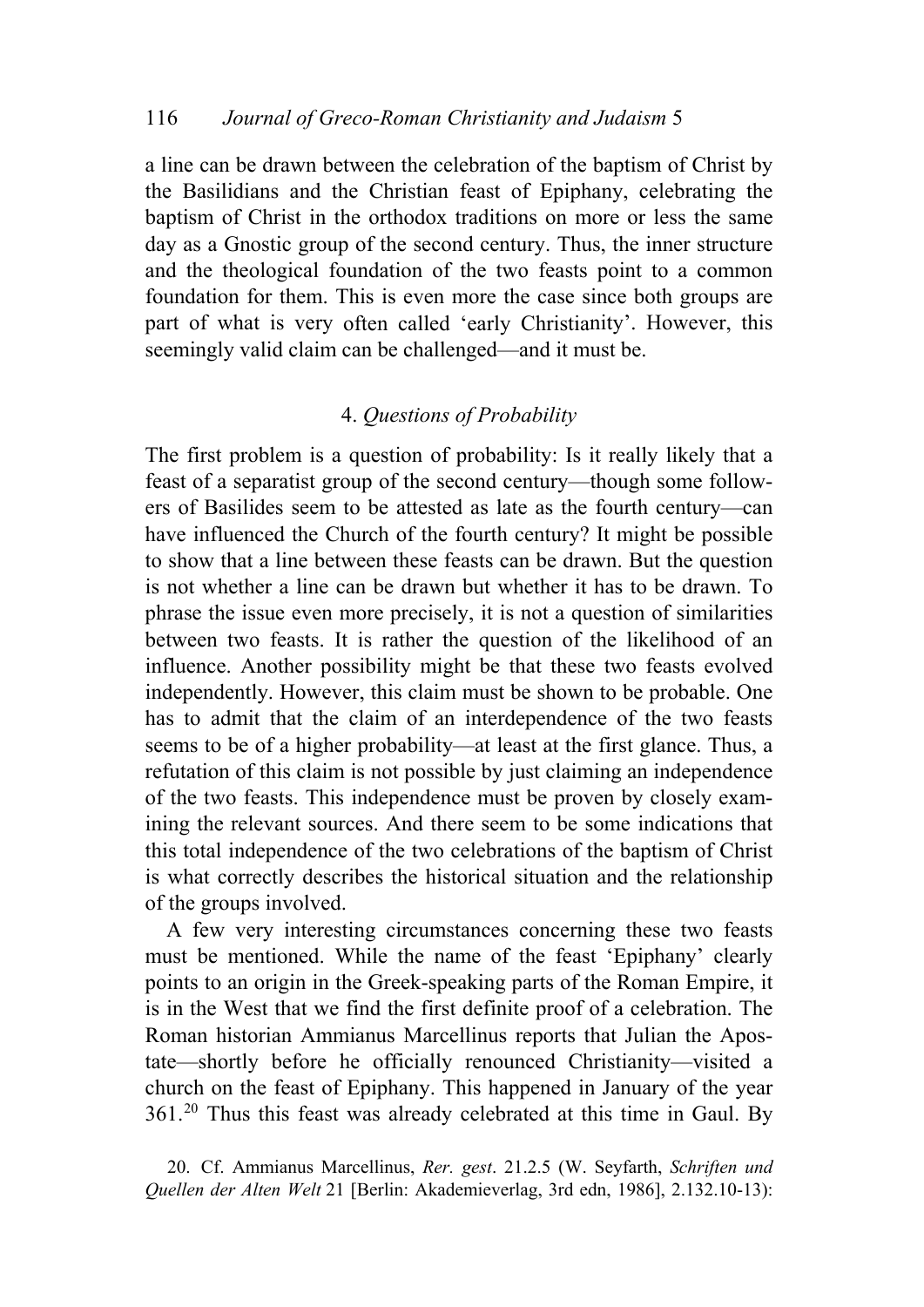a line can be drawn between the celebration of the baptism of Christ by the Basilidians and the Christian feast of Epiphany, celebrating the baptism of Christ in the orthodox traditions on more or less the same day as a Gnostic group of the second century. Thus, the inner structure and the theological foundation of the two feasts point to a common foundation for them. This is even more the case since both groups are part of what is very often called 'early Christianity'. However, this seemingly valid claim can be challenged—and it must be.

## 4. *Questions of Probability*

The first problem is a question of probability: Is it really likely that a feast of a separatist group of the second century—though some followers of Basilides seem to be attested as late as the fourth century—can have influenced the Church of the fourth century? It might be possible to show that a line between these feasts can be drawn. But the question is not whether a line can be drawn but whether it has to be drawn. To phrase the issue even more precisely, it is not a question of similarities between two feasts. It is rather the question of the likelihood of an influence. Another possibility might be that these two feasts evolved independently. However, this claim must be shown to be probable. One has to admit that the claim of an interdependence of the two feasts seems to be of a higher probability—at least at the first glance. Thus, a refutation of this claim is not possible by just claiming an independence of the two feasts. This independence must be proven by closely examining the relevant sources. And there seem to be some indications that this total independence of the two celebrations of the baptism of Christ is what correctly describes the historical situation and the relationship of the groups involved.

A few very interesting circumstances concerning these two feasts must be mentioned. While the name of the feast 'Epiphany' clearly points to an origin in the Greek-speaking parts of the Roman Empire, it is in the West that we find the first definite proof of a celebration. The Roman historian Ammianus Marcellinus reports that Julian the Apostate—shortly before he officially renounced Christianity—visited a church on the feast of Epiphany. This happened in January of the year 361.[20] Thus this feast was already celebrated at this time in Gaul. By

20. Cf. Ammianus Marcellinus, *Rer. gest*. 21.2.5 (W. Seyfarth, *Schriften und Quellen der Alten Welt* 21 [Berlin: Akademieverlag, 3rd edn, 1986], 2.132.10-13):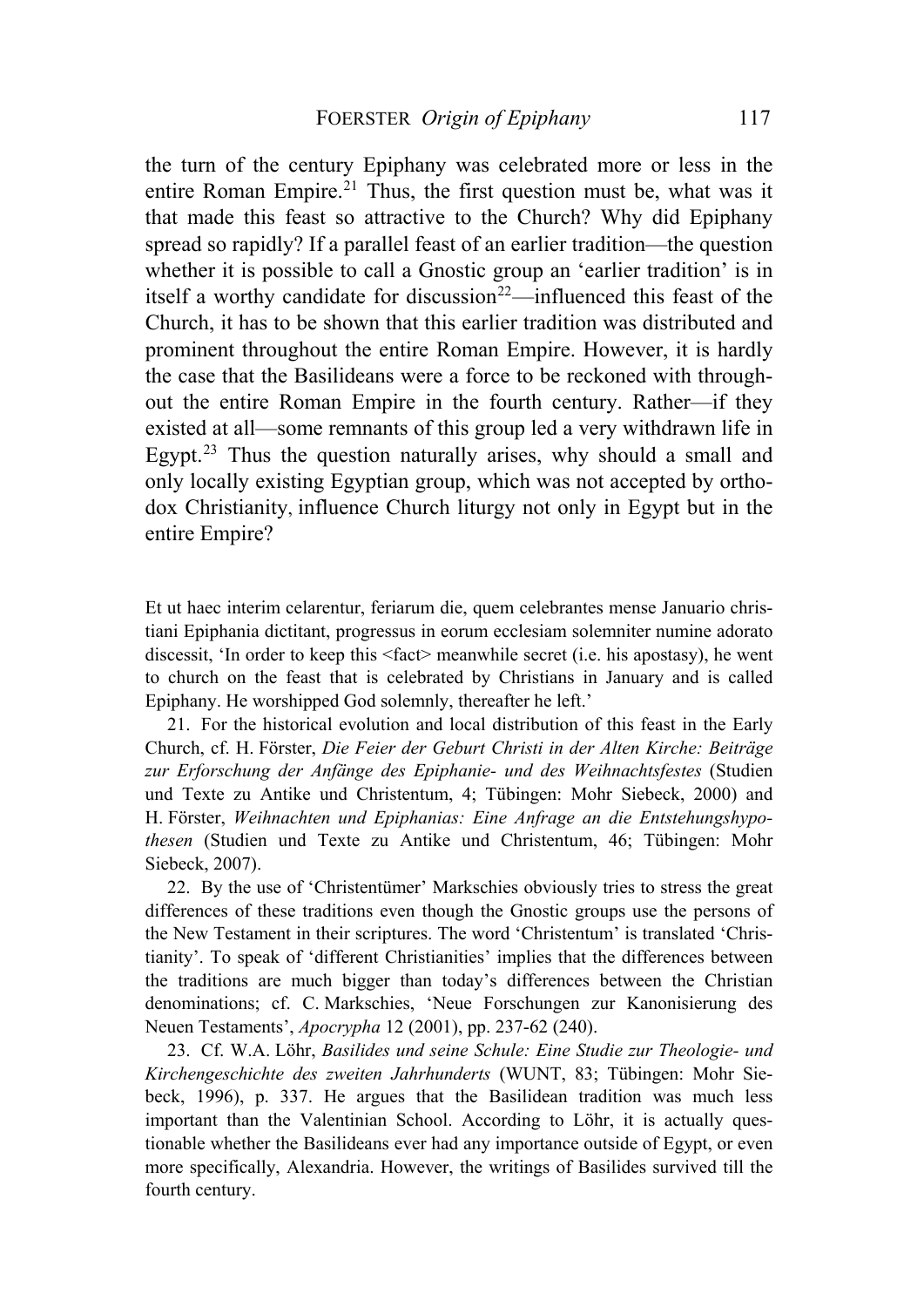the turn of the century Epiphany was celebrated more or less in the entire Roman Empire.[21] Thus, the first question must be, what was it that made this feast so attractive to the Church? Why did Epiphany spread so rapidly? If a parallel feast of an earlier tradition—the question whether it is possible to call a Gnostic group an 'earlier tradition' is in itself a worthy candidate for discussion[22]—influenced this feast of the Church, it has to be shown that this earlier tradition was distributed and prominent throughout the entire Roman Empire. However, it is hardly the case that the Basilideans were a force to be reckoned with throughout the entire Roman Empire in the fourth century. Rather—if they existed at all—some remnants of this group led a very withdrawn life in Egypt.[23] Thus the question naturally arises, why should a small and only locally existing Egyptian group, which was not accepted by orthodox Christianity, influence Church liturgy not only in Egypt but in the entire Empire?

Et ut haec interim celarentur, feriarum die, quem celebrantes mense Januario christiani Epiphania dictitant, progressus in eorum ecclesiam solemniter numine adorato discessit, 'In order to keep this <fact> meanwhile secret (i.e. his apostasy), he went to church on the feast that is celebrated by Christians in January and is called Epiphany. He worshipped God solemnly, thereafter he left.'

21. For the historical evolution and local distribution of this feast in the Early Church, cf. H. Förster, *Die Feier der Geburt Christi in der Alten Kirche: Beiträge zur Erforschung der Anfänge des Epiphanie- und des Weihnachtsfestes* (Studien und Texte zu Antike und Christentum, 4; Tübingen: Mohr Siebeck, 2000) and H. Förster, *Weihnachten und Epiphanias: Eine Anfrage an die Entstehungshypothesen* (Studien und Texte zu Antike und Christentum, 46; Tübingen: Mohr Siebeck, 2007).

22. By the use of 'Christentümer' Markschies obviously tries to stress the great differences of these traditions even though the Gnostic groups use the persons of the New Testament in their scriptures. The word 'Christentum' is translated 'Christianity'. To speak of 'different Christianities' implies that the differences between the traditions are much bigger than today's differences between the Christian denominations; cf. C. Markschies, 'Neue Forschungen zur Kanonisierung des Neuen Testaments', *Apocrypha* 12 (2001), pp. 237-62 (240).

23. Cf. W.A. Löhr, *Basilides und seine Schule: Eine Studie zur Theologie- und Kirchengeschichte des zweiten Jahrhunderts* (WUNT, 83; Tübingen: Mohr Siebeck, 1996), p. 337. He argues that the Basilidean tradition was much less important than the Valentinian School. According to Löhr, it is actually questionable whether the Basilideans ever had any importance outside of Egypt, or even more specifically, Alexandria. However, the writings of Basilides survived till the fourth century.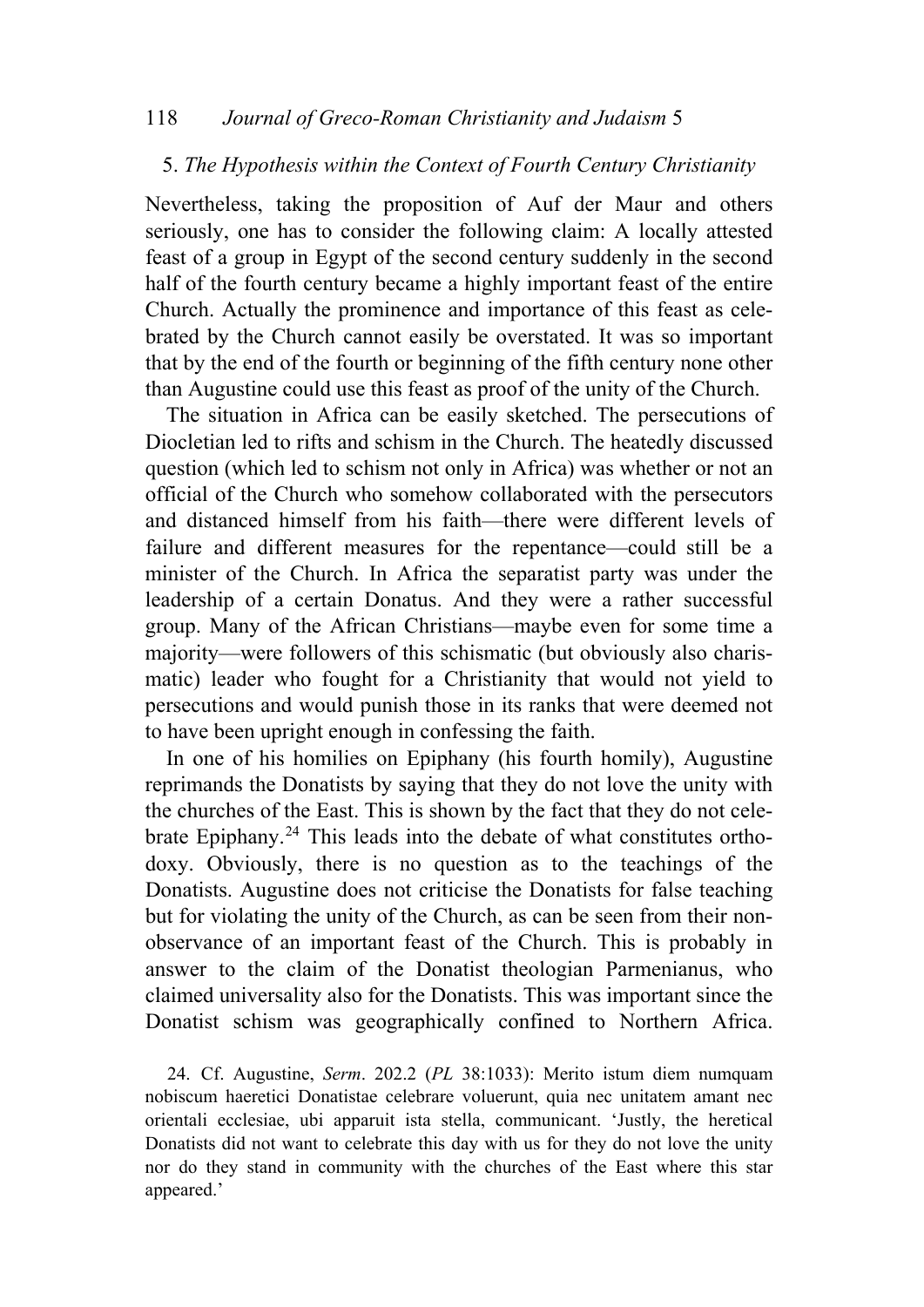### 5. *The Hypothesis within the Context of Fourth Century Christianity*

Nevertheless, taking the proposition of Auf der Maur and others seriously, one has to consider the following claim: A locally attested feast of a group in Egypt of the second century suddenly in the second half of the fourth century became a highly important feast of the entire Church. Actually the prominence and importance of this feast as celebrated by the Church cannot easily be overstated. It was so important that by the end of the fourth or beginning of the fifth century none other than Augustine could use this feast as proof of the unity of the Church.

The situation in Africa can be easily sketched. The persecutions of Diocletian led to rifts and schism in the Church. The heatedly discussed question (which led to schism not only in Africa) was whether or not an official of the Church who somehow collaborated with the persecutors and distanced himself from his faith—there were different levels of failure and different measures for the repentance—could still be a minister of the Church. In Africa the separatist party was under the leadership of a certain Donatus. And they were a rather successful group. Many of the African Christians—maybe even for some time a majority—were followers of this schismatic (but obviously also charismatic) leader who fought for a Christianity that would not yield to persecutions and would punish those in its ranks that were deemed not to have been upright enough in confessing the faith.

In one of his homilies on Epiphany (his fourth homily), Augustine reprimands the Donatists by saying that they do not love the unity with the churches of the East. This is shown by the fact that they do not celebrate Epiphany.[24] This leads into the debate of what constitutes orthodoxy. Obviously, there is no question as to the teachings of the Donatists. Augustine does not criticise the Donatists for false teaching but for violating the unity of the Church, as can be seen from their non-observance of an important feast of the Church. This is probably in answer to the claim of the Donatist theologian Parmenianus, who claimed universality also for the Donatists. This was important since the Donatist schism was geographically confined to Northern Africa.

24. Cf. Augustine, *Serm*. 202.2 (*PL* 38:1033): Merito istum diem numquam nobiscum haeretici Donatistae celebrare voluerunt, quia nec unitatem amant nec orientali ecclesiae, ubi apparuit ista stella, communicant. 'Justly, the heretical Donatists did not want to celebrate this day with us for they do not love the unity nor do they stand in community with the churches of the East where this star appeared.'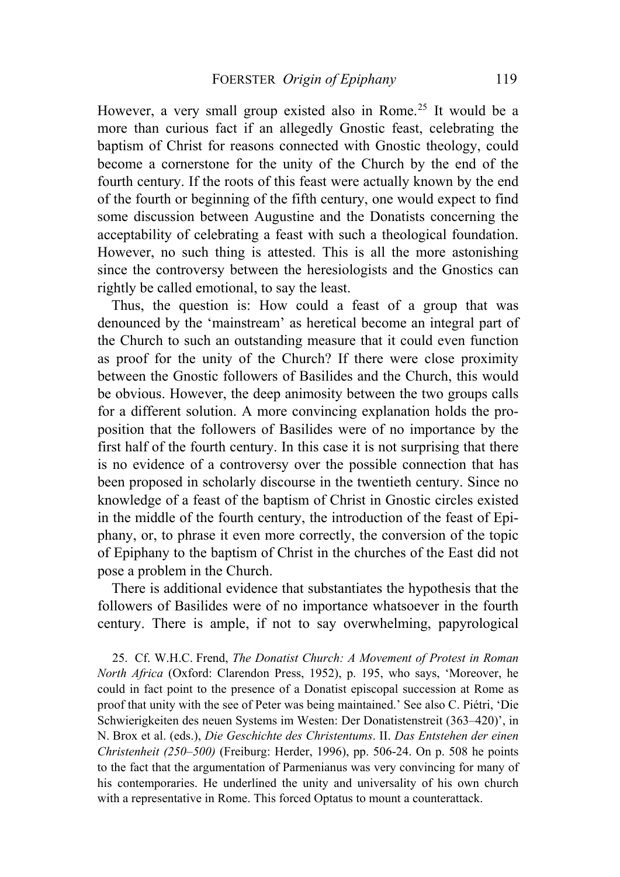However, a very small group existed also in Rome.[25] It would be a more than curious fact if an allegedly Gnostic feast, celebrating the baptism of Christ for reasons connected with Gnostic theology, could become a cornerstone for the unity of the Church by the end of the fourth century. If the roots of this feast were actually known by the end of the fourth or beginning of the fifth century, one would expect to find some discussion between Augustine and the Donatists concerning the acceptability of celebrating a feast with such a theological foundation. However, no such thing is attested. This is all the more astonishing since the controversy between the heresiologists and the Gnostics can rightly be called emotional, to say the least.

Thus, the question is: How could a feast of a group that was denounced by the 'mainstream' as heretical become an integral part of the Church to such an outstanding measure that it could even function as proof for the unity of the Church? If there were close proximity between the Gnostic followers of Basilides and the Church, this would be obvious. However, the deep animosity between the two groups calls for a different solution. A more convincing explanation holds the proposition that the followers of Basilides were of no importance by the first half of the fourth century. In this case it is not surprising that there is no evidence of a controversy over the possible connection that has been proposed in scholarly discourse in the twentieth century. Since no knowledge of a feast of the baptism of Christ in Gnostic circles existed in the middle of the fourth century, the introduction of the feast of Epiphany, or, to phrase it even more correctly, the conversion of the topic of Epiphany to the baptism of Christ in the churches of the East did not pose a problem in the Church.

There is additional evidence that substantiates the hypothesis that the followers of Basilides were of no importance whatsoever in the fourth century. There is ample, if not to say overwhelming, papyrological

25. Cf. W.H.C. Frend, *The Donatist Church: A Movement of Protest in Roman North Africa* (Oxford: Clarendon Press, 1952), p. 195, who says, 'Moreover, he could in fact point to the presence of a Donatist episcopal succession at Rome as proof that unity with the see of Peter was being maintained.' See also C. Piétri, 'Die Schwierigkeiten des neuen Systems im Westen: Der Donatistenstreit (363–420)', in N. Brox et al. (eds.), *Die Geschichte des Christentums*. II. *Das Entstehen der einen Christenheit (250–500)* (Freiburg: Herder, 1996), pp. 506-24. On p. 508 he points to the fact that the argumentation of Parmenianus was very convincing for many of his contemporaries. He underlined the unity and universality of his own church with a representative in Rome. This forced Optatus to mount a counterattack.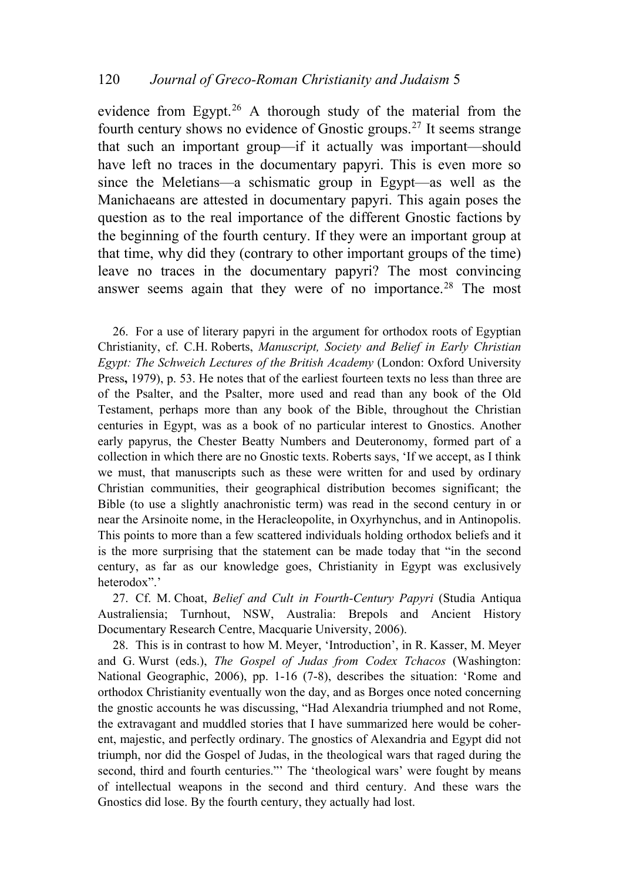evidence from Egypt.[26] A thorough study of the material from the fourth century shows no evidence of Gnostic groups.[27] It seems strange that such an important group—if it actually was important—should have left no traces in the documentary papyri. This is even more so since the Meletians—a schismatic group in Egypt—as well as the Manichaeans are attested in documentary papyri. This again poses the question as to the real importance of the different Gnostic factions by the beginning of the fourth century. If they were an important group at that time, why did they (contrary to other important groups of the time) leave no traces in the documentary papyri? The most convincing answer seems again that they were of no importance.[28] The most

26. For a use of literary papyri in the argument for orthodox roots of Egyptian Christianity, cf. C.H. Roberts, *Manuscript, Society and Belief in Early Christian Egypt: The Schweich Lectures of the British Academy* (London: Oxford University Press, 1979), p. 53. He notes that of the earliest fourteen texts no less than three are of the Psalter, and the Psalter, more used and read than any book of the Old Testament, perhaps more than any book of the Bible, throughout the Christian centuries in Egypt, was as a book of no particular interest to Gnostics. Another early papyrus, the Chester Beatty Numbers and Deuteronomy, formed part of a collection in which there are no Gnostic texts. Roberts says, 'If we accept, as I think we must, that manuscripts such as these were written for and used by ordinary Christian communities, their geographical distribution becomes significant; the Bible (to use a slightly anachronistic term) was read in the second century in or near the Arsinoite nome, in the Heracleopolite, in Oxyrhynchus, and in Antinopolis. This points to more than a few scattered individuals holding orthodox beliefs and it is the more surprising that the statement can be made today that "in the second century, as far as our knowledge goes, Christianity in Egypt was exclusively heterodox".'

27. Cf. M. Choat, *Belief and Cult in Fourth-Century Papyri* (Studia Antiqua Australiensia; Turnhout, NSW, Australia: Brepols and Ancient History Documentary Research Centre, Macquarie University, 2006).

28. This is in contrast to how M. Meyer, 'Introduction', in R. Kasser, M. Meyer and G. Wurst (eds.), *The Gospel of Judas from Codex Tchacos* (Washington: National Geographic, 2006), pp. 1-16 (7-8), describes the situation: 'Rome and orthodox Christianity eventually won the day, and as Borges once noted concerning the gnostic accounts he was discussing, "Had Alexandria triumphed and not Rome, the extravagant and muddled stories that I have summarized here would be coherent, majestic, and perfectly ordinary. The gnostics of Alexandria and Egypt did not triumph, nor did the Gospel of Judas, in the theological wars that raged during the second, third and fourth centuries."' The 'theological wars' were fought by means of intellectual weapons in the second and third century. And these wars the Gnostics did lose. By the fourth century, they actually had lost.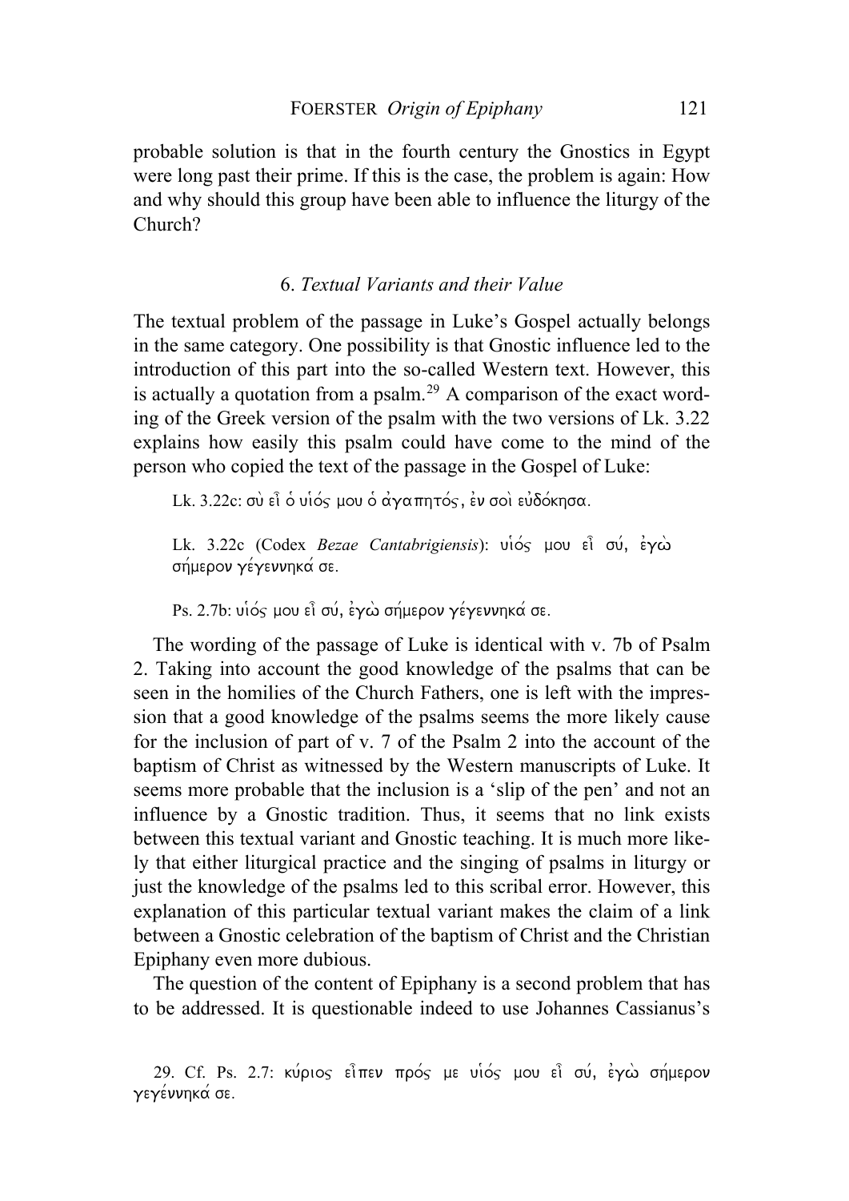probable solution is that in the fourth century the Gnostics in Egypt were long past their prime. If this is the case, the problem is again: How and why should this group have been able to influence the liturgy of the Church?

### 6. *Textual Variants and their Value*

The textual problem of the passage in Luke's Gospel actually belongs in the same category. One possibility is that Gnostic influence led to the introduction of this part into the so-called Western text. However, this is actually a quotation from a psalm.[29] A comparison of the exact wording of the Greek version of the psalm with the two versions of Lk. 3.22 explains how easily this psalm could have come to the mind of the person who copied the text of the passage in the Gospel of Luke:

> Lk. 3.22c: σὺ εἶ ὁ υἱός μου ὁ ἀγαπητός, ἐν σοὶ εὐδόκησα.
>
> Lk. 3.22c (Codex *Bezae Cantabrigiensis*): υἱός μου εἶ σύ, ἐγὼ σήμερον γέγεννηκά σε.
>
> Ps. 2.7b: υἱός μου εἶ σύ, ἐγὼ σήμερον γέγεννηκά σε.

The wording of the passage of Luke is identical with v. 7b of Psalm 2. Taking into account the good knowledge of the psalms that can be seen in the homilies of the Church Fathers, one is left with the impression that a good knowledge of the psalms seems the more likely cause for the inclusion of part of v. 7 of the Psalm 2 into the account of the baptism of Christ as witnessed by the Western manuscripts of Luke. It seems more probable that the inclusion is a 'slip of the pen' and not an influence by a Gnostic tradition. Thus, it seems that no link exists between this textual variant and Gnostic teaching. It is much more likely that either liturgical practice and the singing of psalms in liturgy or just the knowledge of the psalms led to this scribal error. However, this explanation of this particular textual variant makes the claim of a link between a Gnostic celebration of the baptism of Christ and the Christian Epiphany even more dubious.

The question of the content of Epiphany is a second problem that has to be addressed. It is questionable indeed to use Johannes Cassianus's

29. Cf. Ps. 2.7: κύριος εἶπεν πρός με υἱός μου εἶ σύ, ἐγὼ σήμερον γεγέννηκά σε.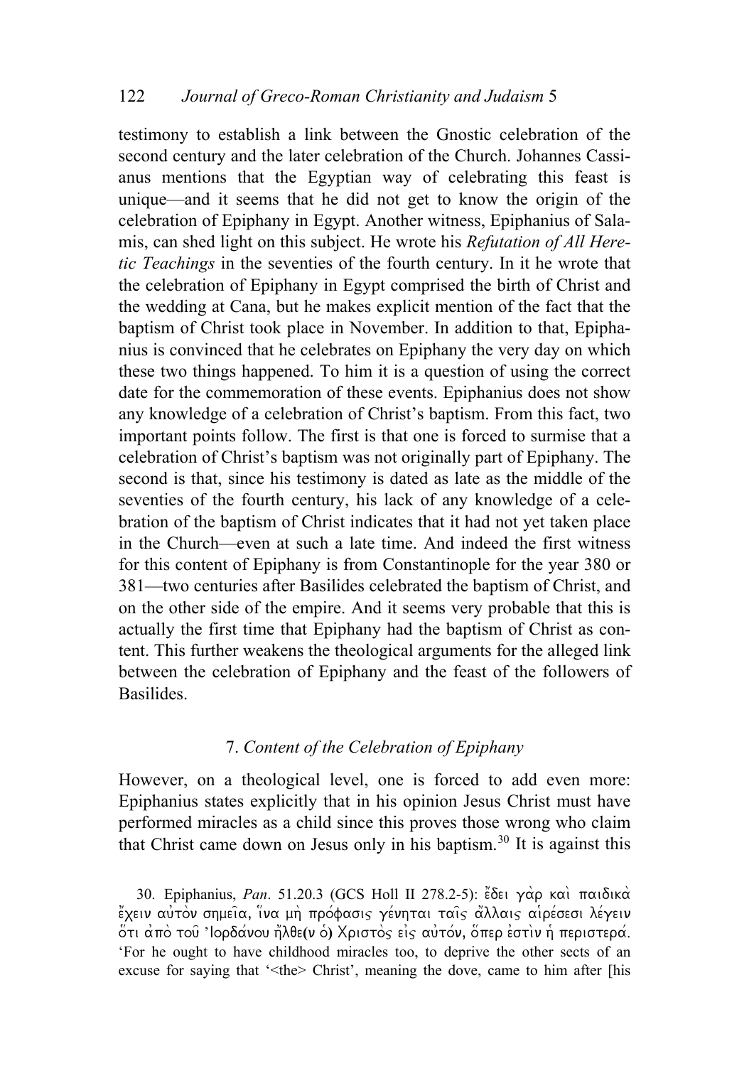testimony to establish a link between the Gnostic celebration of the second century and the later celebration of the Church. Johannes Cassianus mentions that the Egyptian way of celebrating this feast is unique—and it seems that he did not get to know the origin of the celebration of Epiphany in Egypt. Another witness, Epiphanius of Salamis, can shed light on this subject. He wrote his *Refutation of All Heretic Teachings* in the seventies of the fourth century. In it he wrote that the celebration of Epiphany in Egypt comprised the birth of Christ and the wedding at Cana, but he makes explicit mention of the fact that the baptism of Christ took place in November. In addition to that, Epiphanius is convinced that he celebrates on Epiphany the very day on which these two things happened. To him it is a question of using the correct date for the commemoration of these events. Epiphanius does not show any knowledge of a celebration of Christ's baptism. From this fact, two important points follow. The first is that one is forced to surmise that a celebration of Christ's baptism was not originally part of Epiphany. The second is that, since his testimony is dated as late as the middle of the seventies of the fourth century, his lack of any knowledge of a celebration of the baptism of Christ indicates that it had not yet taken place in the Church—even at such a late time. And indeed the first witness for this content of Epiphany is from Constantinople for the year 380 or 381—two centuries after Basilides celebrated the baptism of Christ, and on the other side of the empire. And it seems very probable that this is actually the first time that Epiphany had the baptism of Christ as content. This further weakens the theological arguments for the alleged link between the celebration of Epiphany and the feast of the followers of Basilides.

## 7. *Content of the Celebration of Epiphany*

However, on a theological level, one is forced to add even more: Epiphanius states explicitly that in his opinion Jesus Christ must have performed miracles as a child since this proves those wrong who claim that Christ came down on Jesus only in his baptism.[30] It is against this

30. Epiphanius, *Pan*. 51.20.3 (GCS Holl II 278.2-5): ἔδει γὰρ καὶ παιδικὰ ἔχειν αὐτὸν σημεῖα, ἵνα μὴ πρόφασις γένηται ταῖς ἄλλαις αἱρέσεσι λέγειν ὅτι ἀπὸ τοῦ Ἰορδάνου ἦλθε(ν ὁ) Χριστὸς εἰς αὐτόν, ὅπερ ἐστὶν ἡ περιστερά. 'For he ought to have childhood miracles too, to deprive the other sects of an excuse for saying that '<the> Christ', meaning the dove, came to him after [his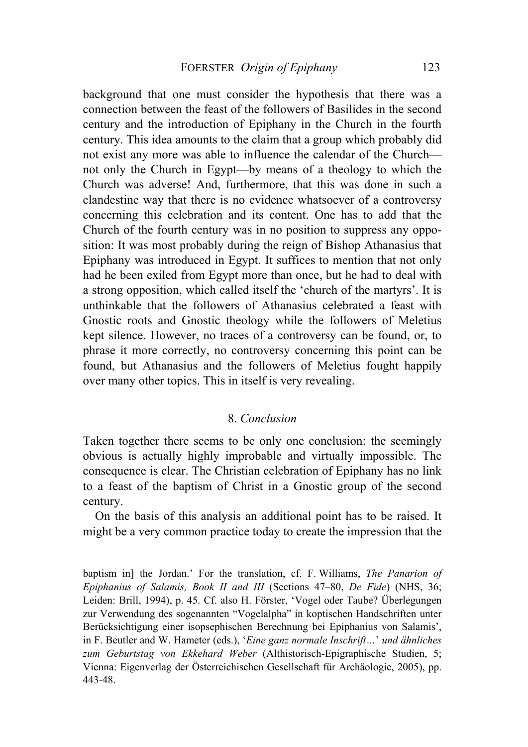background that one must consider the hypothesis that there was a connection between the feast of the followers of Basilides in the second century and the introduction of Epiphany in the Church in the fourth century. This idea amounts to the claim that a group which probably did not exist any more was able to influence the calendar of the Church—not only the Church in Egypt—by means of a theology to which the Church was adverse! And, furthermore, that this was done in such a clandestine way that there is no evidence whatsoever of a controversy concerning this celebration and its content. One has to add that the Church of the fourth century was in no position to suppress any opposition: It was most probably during the reign of Bishop Athanasius that Epiphany was introduced in Egypt. It suffices to mention that not only had he been exiled from Egypt more than once, but he had to deal with a strong opposition, which called itself the 'church of the martyrs'. It is unthinkable that the followers of Athanasius celebrated a feast with Gnostic roots and Gnostic theology while the followers of Meletius kept silence. However, no traces of a controversy can be found, or, to phrase it more correctly, no controversy concerning this point can be found, but Athanasius and the followers of Meletius fought happily over many other topics. This in itself is very revealing.

## 8. *Conclusion*

Taken together there seems to be only one conclusion: the seemingly obvious is actually highly improbable and virtually impossible. The consequence is clear. The Christian celebration of Epiphany has no link to a feast of the baptism of Christ in a Gnostic group of the second century.

On the basis of this analysis an additional point has to be raised. It might be a very common practice today to create the impression that the

baptism in] the Jordan.' For the translation, cf. F. Williams, *The Panarion of Epiphanius of Salamis, Book II and III* (Sections 47–80, *De Fide*) (NHS, 36; Leiden: Brill, 1994), p. 45. Cf. also H. Förster, 'Vogel oder Taube? Überlegungen zur Verwendung des sogenannten "Vogelalpha" in koptischen Handschriften unter Berücksichtigung einer isopsephischen Berechnung bei Epiphanius von Salamis', in F. Beutler and W. Hameter (eds.), '*Eine ganz normale Inschrift…*' *und ähnliches zum Geburtstag von Ekkehard Weber* (Althistorisch-Epigraphische Studien, 5; Vienna: Eigenverlag der Österreichischen Gesellschaft für Archäologie, 2005), pp. 443-48.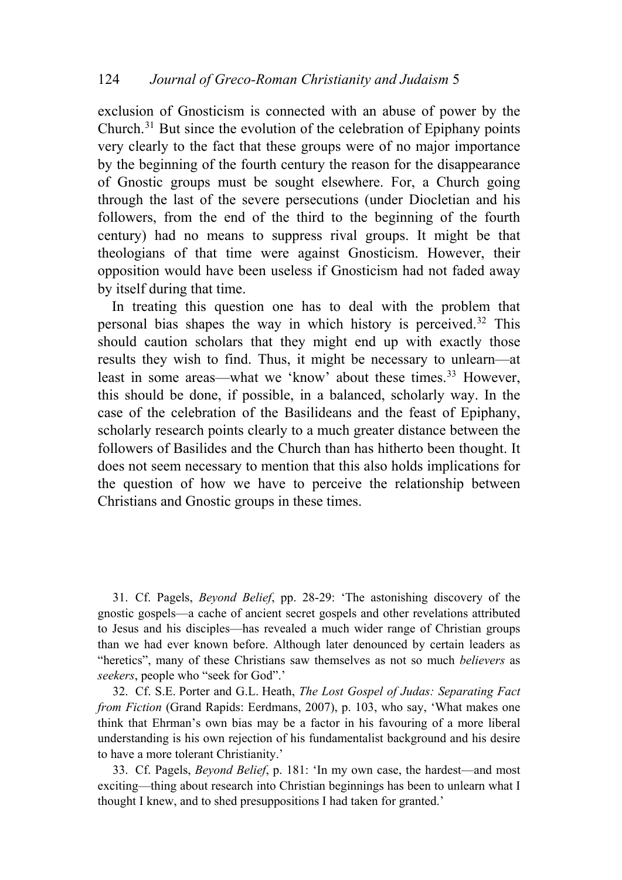exclusion of Gnosticism is connected with an abuse of power by the Church.[31] But since the evolution of the celebration of Epiphany points very clearly to the fact that these groups were of no major importance by the beginning of the fourth century the reason for the disappearance of Gnostic groups must be sought elsewhere. For, a Church going through the last of the severe persecutions (under Diocletian and his followers, from the end of the third to the beginning of the fourth century) had no means to suppress rival groups. It might be that theologians of that time were against Gnosticism. However, their opposition would have been useless if Gnosticism had not faded away by itself during that time.

In treating this question one has to deal with the problem that personal bias shapes the way in which history is perceived.[32] This should caution scholars that they might end up with exactly those results they wish to find. Thus, it might be necessary to unlearn—at least in some areas—what we 'know' about these times.[33] However, this should be done, if possible, in a balanced, scholarly way. In the case of the celebration of the Basilideans and the feast of Epiphany, scholarly research points clearly to a much greater distance between the followers of Basilides and the Church than has hitherto been thought. It does not seem necessary to mention that this also holds implications for the question of how we have to perceive the relationship between Christians and Gnostic groups in these times.

31. Cf. Pagels, *Beyond Belief*, pp. 28-29: 'The astonishing discovery of the gnostic gospels—a cache of ancient secret gospels and other revelations attributed to Jesus and his disciples—has revealed a much wider range of Christian groups than we had ever known before. Although later denounced by certain leaders as "heretics", many of these Christians saw themselves as not so much *believers* as *seekers*, people who "seek for God".'

32. Cf. S.E. Porter and G.L. Heath, *The Lost Gospel of Judas: Separating Fact from Fiction* (Grand Rapids: Eerdmans, 2007), p. 103, who say, 'What makes one think that Ehrman's own bias may be a factor in his favouring of a more liberal understanding is his own rejection of his fundamentalist background and his desire to have a more tolerant Christianity.'

33. Cf. Pagels, *Beyond Belief*, p. 181: 'In my own case, the hardest—and most exciting—thing about research into Christian beginnings has been to unlearn what I thought I knew, and to shed presuppositions I had taken for granted.'